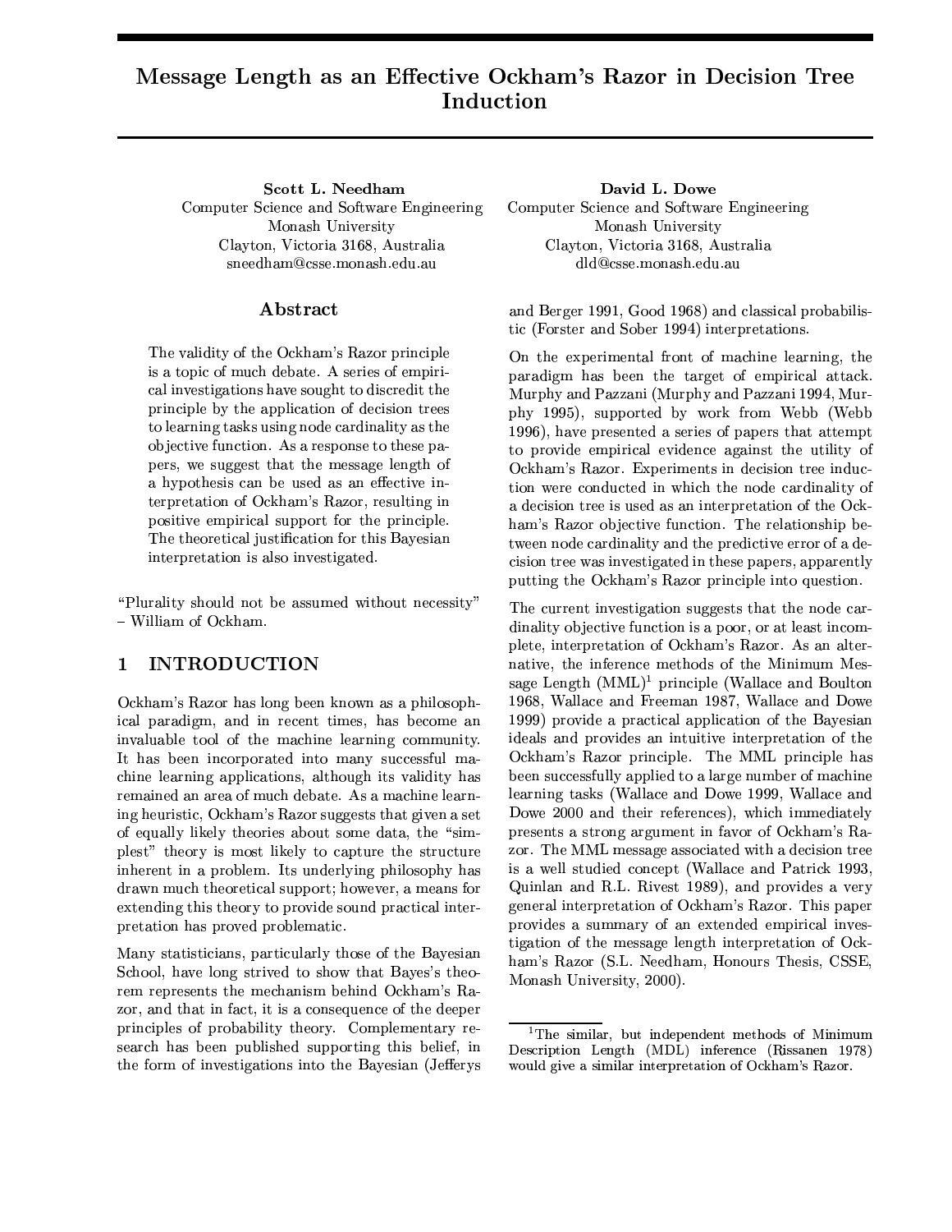# Message Length as an Effective Ockham's Razor in Decision Tree Induction

**Scott L. Needham**
Computer Science and Software Engineering
Monash University
Clayton, Victoria 3168, Australia
sneedham@csse.monash.edu.au

**David L. Dowe**
Computer Science and Software Engineering
Monash University
Clayton, Victoria 3168, Australia
dld@csse.monash.edu.au

## Abstract

The validity of the Ockham's Razor principle is a topic of much debate. A series of empirical investigations have sought to discredit the principle by the application of decision trees to learning tasks using node cardinality as the objective function. As a response to these papers, we suggest that the message length of a hypothesis can be used as an effective interpretation of Ockham's Razor, resulting in positive empirical support for the principle. The theoretical justification for this Bayesian interpretation is also investigated.

"Plurality should not be assumed without necessity" – William of Ockham.

## 1 INTRODUCTION

Ockham's Razor has long been known as a philosophical paradigm, and in recent times, has become an invaluable tool of the machine learning community. It has been incorporated into many successful machine learning applications, although its validity has remained an area of much debate. As a machine learning heuristic, Ockham's Razor suggests that given a set of equally likely theories about some data, the "simplest" theory is most likely to capture the structure inherent in a problem. Its underlying philosophy has drawn much theoretical support; however, a means for extending this theory to provide sound practical interpretation has proved problematic.

Many statisticians, particularly those of the Bayesian School, have long strived to show that Bayes's theorem represents the mechanism behind Ockham's Razor, and that in fact, it is a consequence of the deeper principles of probability theory. Complementary research has been published supporting this belief, in the form of investigations into the Bayesian (Jefferys and Berger 1991, Good 1968) and classical probabilistic (Forster and Sober 1994) interpretations.

On the experimental front of machine learning, the paradigm has been the target of empirical attack. Murphy and Pazzani (Murphy and Pazzani 1994, Murphy 1995), supported by work from Webb (Webb 1996), have presented a series of papers that attempt to provide empirical evidence against the utility of Ockham's Razor. Experiments in decision tree induction were conducted in which the node cardinality of a decision tree is used as an interpretation of the Ockham's Razor objective function. The relationship between node cardinality and the predictive error of a decision tree was investigated in these papers, apparently putting the Ockham's Razor principle into question.

The current investigation suggests that the node cardinality objective function is a poor, or at least incomplete, interpretation of Ockham's Razor. As an alternative, the inference methods of the Minimum Message Length (MML)[1] principle (Wallace and Boulton 1968, Wallace and Freeman 1987, Wallace and Dowe 1999) provide a practical application of the Bayesian ideals and provides an intuitive interpretation of the Ockham's Razor principle. The MML principle has been successfully applied to a large number of machine learning tasks (Wallace and Dowe 1999, Wallace and Dowe 2000 and their references), which immediately presents a strong argument in favor of Ockham's Razor. The MML message associated with a decision tree is a well studied concept (Wallace and Patrick 1993, Quinlan and R.L. Rivest 1989), and provides a very general interpretation of Ockham's Razor. This paper provides a summary of an extended empirical investigation of the message length interpretation of Ockham's Razor (S.L. Needham, Honours Thesis, CSSE, Monash University, 2000).

[1] The similar, but independent methods of Minimum Description Length (MDL) inference (Rissanen 1978) would give a similar interpretation of Ockham's Razor.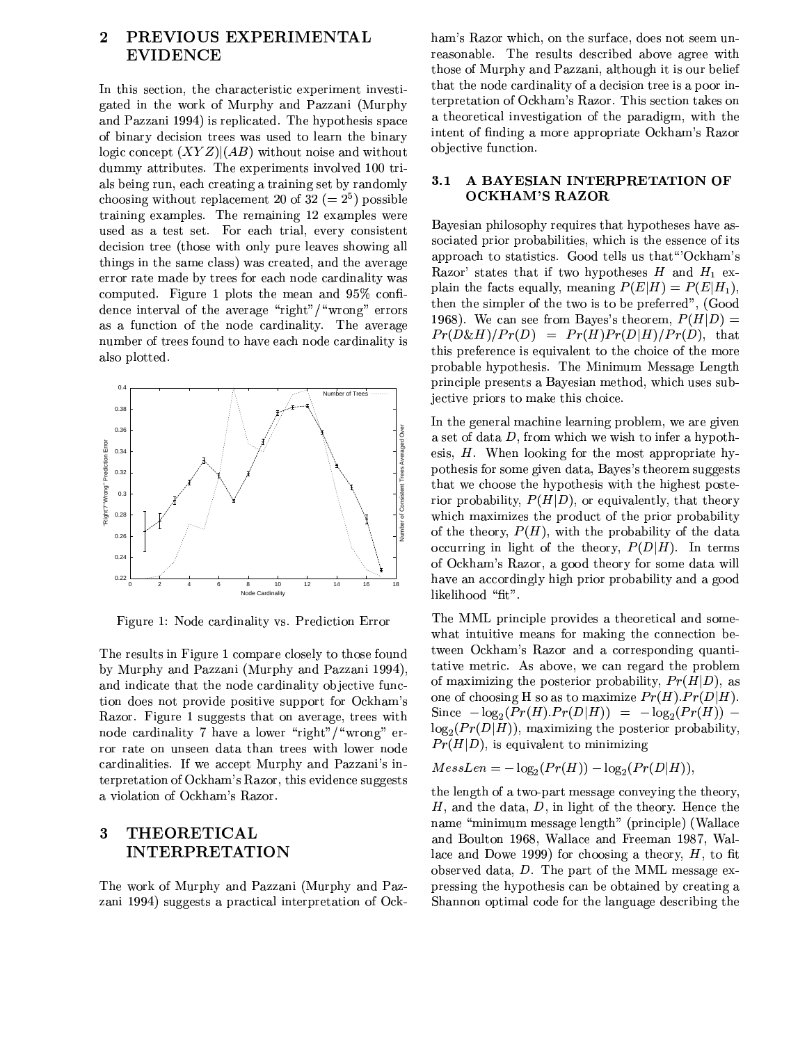## 2 PREVIOUS EXPERIMENTAL EVIDENCE

In this section, the characteristic experiment investigated in the work of Murphy and Pazzani (Murphy and Pazzani 1994) is replicated. The hypothesis space of binary decision trees was used to learn the binary logic concept $(XYZ)|(AB)$ without noise and without dummy attributes. The experiments involved 100 trials being run, each creating a training set by randomly choosing without replacement 20 of 32 ($= 2^5$) possible training examples. The remaining 12 examples were used as a test set. For each trial, every consistent decision tree (those with only pure leaves showing all things in the same class) was created, and the average error rate made by trees for each node cardinality was computed. Figure 1 plots the mean and 95% confidence interval of the average "right"/"wrong" errors as a function of the node cardinality. The average number of trees found to have each node cardinality is also plotted.

"Right"/"Wrong" Prediction Error

Number of Consistent Trees Averaged Over

Number of Trees

0.4
0.38
0.36
0.34
0.32
0.3
0.28
0.26
0.24
0.22

0 2 4 6 8 10 12 14 16 18

Node Cardinality

Figure 1: Node cardinality vs. Prediction Error

The results in Figure 1 compare closely to those found by Murphy and Pazzani (Murphy and Pazzani 1994), and indicate that the node cardinality objective function does not provide positive support for Ockham's Razor. Figure 1 suggests that on average, trees with node cardinality 7 have a lower "right"/"wrong" error rate on unseen data than trees with lower node cardinalities. If we accept Murphy and Pazzani's interpretation of Ockham's Razor, this evidence suggests a violation of Ockham's Razor.

## 3 THEORETICAL INTERPRETATION

The work of Murphy and Pazzani (Murphy and Pazzani 1994) suggests a practical interpretation of Ockham's Razor which, on the surface, does not seem unreasonable. The results described above agree with those of Murphy and Pazzani, although it is our belief that the node cardinality of a decision tree is a poor interpretation of Ockham's Razor. This section takes on a theoretical investigation of the paradigm, with the intent of finding a more appropriate Ockham's Razor objective function.

### 3.1 A BAYESIAN INTERPRETATION OF OCKHAM'S RAZOR

Bayesian philosophy requires that hypotheses have associated prior probabilities, which is the essence of its approach to statistics. Good tells us that"'Ockham's Razor' states that if two hypotheses $H$ and $H_1$ explain the facts equally, meaning $P(E|H) = P(E|H_1)$, then the simpler of the two is to be preferred", (Good 1968). We can see from Bayes's theorem, $P(H|D) = Pr(D\&H)/Pr(D) = Pr(H)Pr(D|H)/Pr(D)$, that this preference is equivalent to the choice of the more probable hypothesis. The Minimum Message Length principle presents a Bayesian method, which uses subjective priors to make this choice.

In the general machine learning problem, we are given a set of data $D$, from which we wish to infer a hypothesis, $H$. When looking for the most appropriate hypothesis for some given data, Bayes's theorem suggests that we choose the hypothesis with the highest posterior probability, $P(H|D)$, or equivalently, that theory which maximizes the product of the prior probability of the theory, $P(H)$, with the probability of the data occurring in light of the theory, $P(D|H)$. In terms of Ockham's Razor, a good theory for some data will have an accordingly high prior probability and a good likelihood "fit".

The MML principle provides a theoretical and somewhat intuitive means for making the connection between Ockham's Razor and a corresponding quantitative metric. As above, we can regard the problem of maximizing the posterior probability, $Pr(H|D)$, as one of choosing H so as to maximize $Pr(H).Pr(D|H)$. Since $-\log_2(Pr(H).Pr(D|H)) = -\log_2(Pr(H)) - \log_2(Pr(D|H))$, maximizing the posterior probability, $Pr(H|D)$, is equivalent to minimizing

$$MessLen = -\log_2(Pr(H)) - \log_2(Pr(D|H)),$$

the length of a two-part message conveying the theory, $H$, and the data, $D$, in light of the theory. Hence the name "minimum message length" (principle) (Wallace and Boulton 1968, Wallace and Freeman 1987, Wallace and Dowe 1999) for choosing a theory, $H$, to fit observed data, $D$. The part of the MML message expressing the hypothesis can be obtained by creating a Shannon optimal code for the language describing the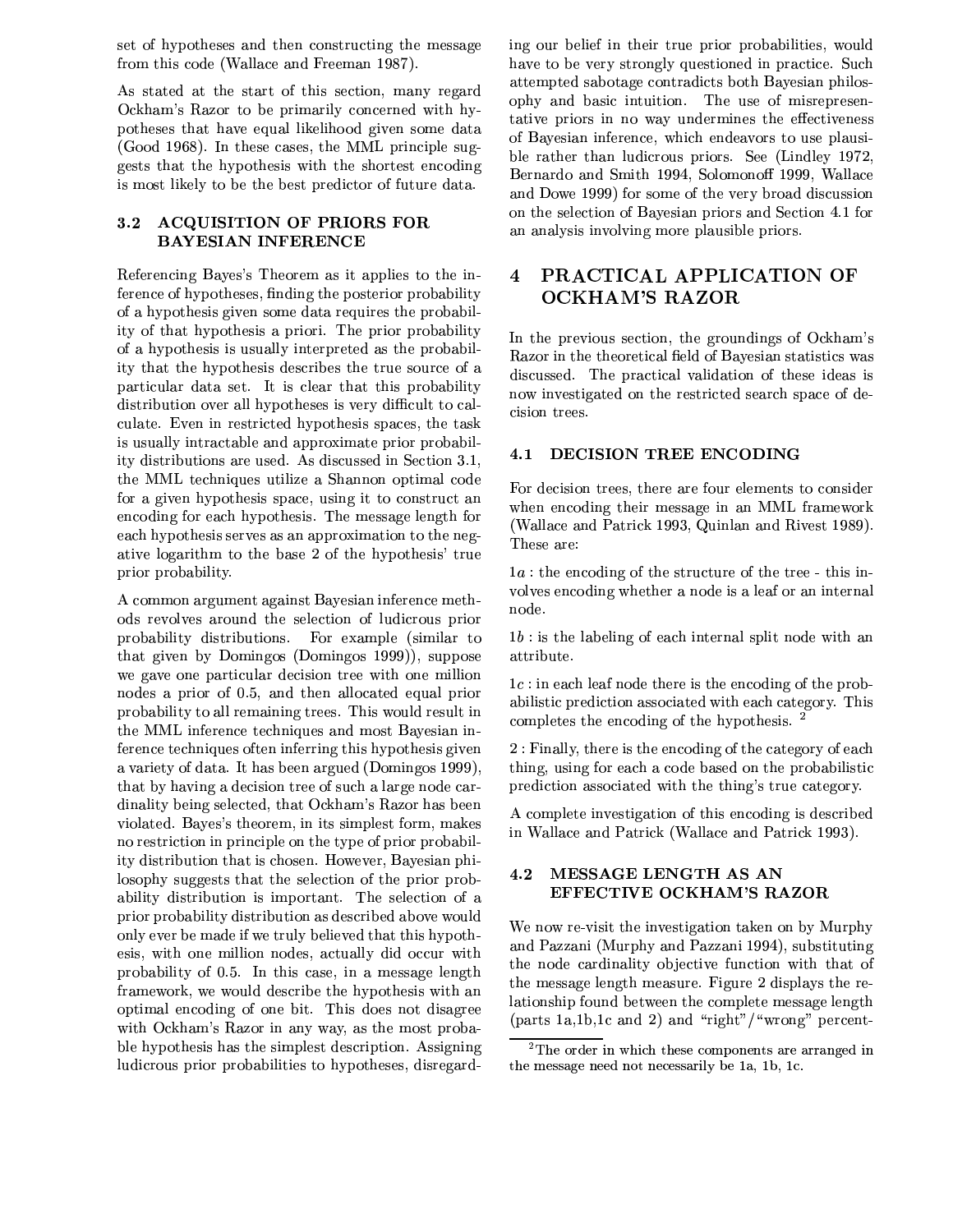set of hypotheses and then constructing the message from this code (Wallace and Freeman 1987).

As stated at the start of this section, many regard Ockham's Razor to be primarily concerned with hypotheses that have equal likelihood given some data (Good 1968). In these cases, the MML principle suggests that the hypothesis with the shortest encoding is most likely to be the best predictor of future data.

### 3.2 ACQUISITION OF PRIORS FOR BAYESIAN INFERENCE

Referencing Bayes's Theorem as it applies to the inference of hypotheses, finding the posterior probability of a hypothesis given some data requires the probability of that hypothesis a priori. The prior probability of a hypothesis is usually interpreted as the probability that the hypothesis describes the true source of a particular data set. It is clear that this probability distribution over all hypotheses is very difficult to calculate. Even in restricted hypothesis spaces, the task is usually intractable and approximate prior probability distributions are used. As discussed in Section 3.1, the MML techniques utilize a Shannon optimal code for a given hypothesis space, using it to construct an encoding for each hypothesis. The message length for each hypothesis serves as an approximation to the negative logarithm to the base 2 of the hypothesis' true prior probability.

A common argument against Bayesian inference methods revolves around the selection of ludicrous prior probability distributions. For example (similar to that given by Domingos (Domingos 1999)), suppose we gave one particular decision tree with one million nodes a prior of 0.5, and then allocated equal prior probability to all remaining trees. This would result in the MML inference techniques and most Bayesian inference techniques often inferring this hypothesis given a variety of data. It has been argued (Domingos 1999), that by having a decision tree of such a large node cardinality being selected, that Ockham's Razor has been violated. Bayes's theorem, in its simplest form, makes no restriction in principle on the type of prior probability distribution that is chosen. However, Bayesian philosophy suggests that the selection of the prior probability distribution is important. The selection of a prior probability distribution as described above would only ever be made if we truly believed that this hypothesis, with one million nodes, actually did occur with probability of 0.5. In this case, in a message length framework, we would describe the hypothesis with an optimal encoding of one bit. This does not disagree with Ockham's Razor in any way, as the most probable hypothesis has the simplest description. Assigning ludicrous prior probabilities to hypotheses, disregarding our belief in their true prior probabilities, would have to be very strongly questioned in practice. Such attempted sabotage contradicts both Bayesian philosophy and basic intuition. The use of misrepresentative priors in no way undermines the effectiveness of Bayesian inference, which endeavors to use plausible rather than ludicrous priors. See (Lindley 1972, Bernardo and Smith 1994, Solomonoff 1999, Wallace and Dowe 1999) for some of the very broad discussion on the selection of Bayesian priors and Section 4.1 for an analysis involving more plausible priors.

## 4 PRACTICAL APPLICATION OF OCKHAM'S RAZOR

In the previous section, the groundings of Ockham's Razor in the theoretical field of Bayesian statistics was discussed. The practical validation of these ideas is now investigated on the restricted search space of decision trees.

### 4.1 DECISION TREE ENCODING

For decision trees, there are four elements to consider when encoding their message in an MML framework (Wallace and Patrick 1993, Quinlan and Rivest 1989). These are:

$1a$ : the encoding of the structure of the tree - this involves encoding whether a node is a leaf or an internal node.

$1b$ : is the labeling of each internal split node with an attribute.

$1c$ : in each leaf node there is the encoding of the probabilistic prediction associated with each category. This completes the encoding of the hypothesis. [2]

2 : Finally, there is the encoding of the category of each thing, using for each a code based on the probabilistic prediction associated with the thing's true category.

A complete investigation of this encoding is described in Wallace and Patrick (Wallace and Patrick 1993).

### 4.2 MESSAGE LENGTH AS AN EFFECTIVE OCKHAM'S RAZOR

We now re-visit the investigation taken on by Murphy and Pazzani (Murphy and Pazzani 1994), substituting the node cardinality objective function with that of the message length measure. Figure 2 displays the relationship found between the complete message length (parts 1a,1b,1c and 2) and "right"/"wrong" percent-

[2] The order in which these components are arranged in the message need not necessarily be 1a, 1b, 1c.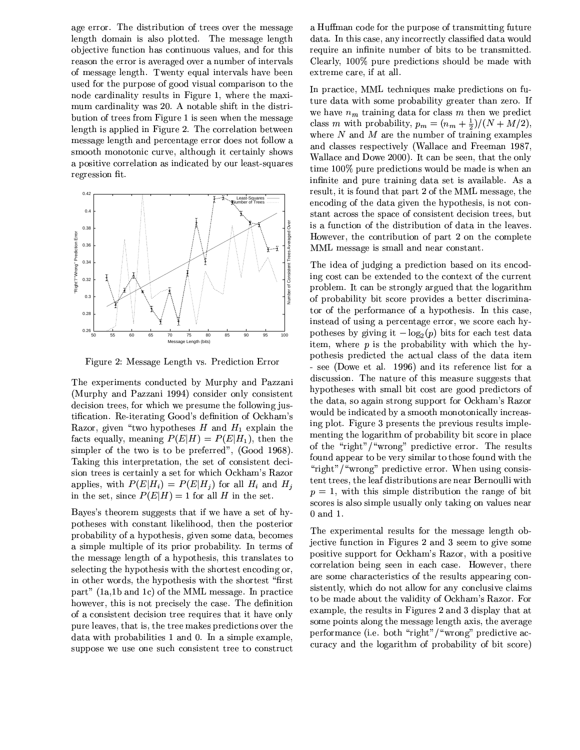age error. The distribution of trees over the message length domain is also plotted. The message length objective function has continuous values, and for this reason the error is averaged over a number of intervals of message length. Twenty equal intervals have been used for the purpose of good visual comparison to the node cardinality results in Figure 1, where the maximum cardinality was 20. A notable shift in the distribution of trees from Figure 1 is seen when the message length is applied in Figure 2. The correlation between message length and percentage error does not follow a smooth monotonic curve, although it certainly shows a positive correlation as indicated by our least-squares regression fit.

"Right"/"Wrong" Prediction Error

0.42
0.4
0.38
0.36
0.34
0.32
0.3
0.28
0.26

50 55 60 65 70 75 80 85 90 95 100

Message Length (bits)

Number of Consistent Trees Averaged Over

Least-Squares
Number of Trees

Figure 2: Message Length vs. Prediction Error

The experiments conducted by Murphy and Pazzani (Murphy and Pazzani 1994) consider only consistent decision trees, for which we presume the following justification. Re-iterating Good's definition of Ockham's Razor, given "two hypotheses $H$ and $H_1$ explain the facts equally, meaning $P(E|H) = P(E|H_1)$, then the simpler of the two is to be preferred", (Good 1968). Taking this interpretation, the set of consistent decision trees is certainly a set for which Ockham's Razor applies, with $P(E|H_i) = P(E|H_j)$ for all $H_i$ and $H_j$ in the set, since $P(E|H) = 1$ for all $H$ in the set.

Bayes's theorem suggests that if we have a set of hypotheses with constant likelihood, then the posterior probability of a hypothesis, given some data, becomes a simple multiple of its prior probability. In terms of the message length of a hypothesis, this translates to selecting the hypothesis with the shortest encoding or, in other words, the hypothesis with the shortest "first part" (1a,1b and 1c) of the MML message. In practice however, this is not precisely the case. The definition of a consistent decision tree requires that it have only pure leaves, that is, the tree makes predictions over the data with probabilities 1 and 0. In a simple example, suppose we use one such consistent tree to construct a Huffman code for the purpose of transmitting future data. In this case, any incorrectly classified data would require an infinite number of bits to be transmitted. Clearly, 100% pure predictions should be made with extreme care, if at all.

In practice, MML techniques make predictions on future data with some probability greater than zero. If we have $n_m$ training data for class $m$ then we predict class $m$ with probability, $p_m = (n_m + \frac{1}{2})/(N + M/2)$, where $N$ and $M$ are the number of training examples and classes respectively (Wallace and Freeman 1987, Wallace and Dowe 2000). It can be seen, that the only time 100% pure predictions would be made is when an infinite and pure training data set is available. As a result, it is found that part 2 of the MML message, the encoding of the data given the hypothesis, is not constant across the space of consistent decision trees, but is a function of the distribution of data in the leaves. However, the contribution of part 2 on the complete MML message is small and near constant.

The idea of judging a prediction based on its encoding cost can be extended to the context of the current problem. It can be strongly argued that the logarithm of probability bit score provides a better discriminator of the performance of a hypothesis. In this case, instead of using a percentage error, we score each hypotheses by giving it $-\log_2(p)$ bits for each test data item, where $p$ is the probability with which the hypothesis predicted the actual class of the data item - see (Dowe et al. 1996) and its reference list for a discussion. The nature of this measure suggests that hypotheses with small bit cost are good predictors of the data, so again strong support for Ockham's Razor would be indicated by a smooth monotonically increasing plot. Figure 3 presents the previous results implementing the logarithm of probability bit score in place of the "right"/"wrong" predictive error. The results found appear to be very similar to those found with the "right"/"wrong" predictive error. When using consistent trees, the leaf distributions are near Bernoulli with $p = 1$, with this simple distribution the range of bit scores is also simple usually only taking on values near 0 and 1.

The experimental results for the message length objective function in Figures 2 and 3 seem to give some positive support for Ockham's Razor, with a positive correlation being seen in each case. However, there are some characteristics of the results appearing consistently, which do not allow for any conclusive claims to be made about the validity of Ockham's Razor. For example, the results in Figures 2 and 3 display that at some points along the message length axis, the average performance (i.e. both "right"/"wrong" predictive accuracy and the logarithm of probability of bit score)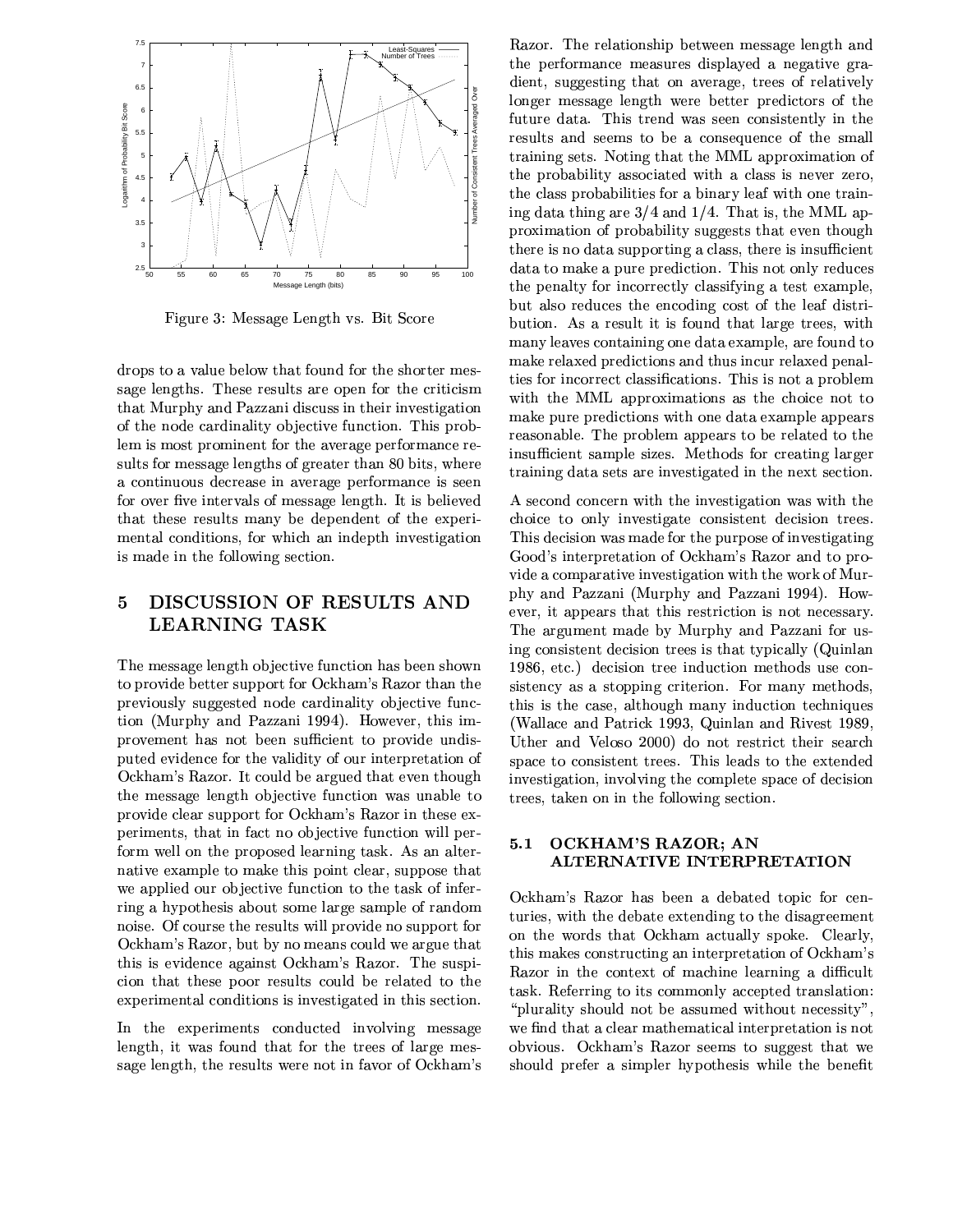Figure 3: Message Length vs. Bit Score

drops to a value below that found for the shorter message lengths. These results are open for the criticism that Murphy and Pazzani discuss in their investigation of the node cardinality objective function. This problem is most prominent for the average performance results for message lengths of greater than 80 bits, where a continuous decrease in average performance is seen for over five intervals of message length. It is believed that these results many be dependent of the experimental conditions, for which an indepth investigation is made in the following section.

## 5 DISCUSSION OF RESULTS AND LEARNING TASK

The message length objective function has been shown to provide better support for Ockham's Razor than the previously suggested node cardinality objective function (Murphy and Pazzani 1994). However, this improvement has not been sufficient to provide undisputed evidence for the validity of our interpretation of Ockham's Razor. It could be argued that even though the message length objective function was unable to provide clear support for Ockham's Razor in these experiments, that in fact no objective function will perform well on the proposed learning task. As an alternative example to make this point clear, suppose that we applied our objective function to the task of inferring a hypothesis about some large sample of random noise. Of course the results will provide no support for Ockham's Razor, but by no means could we argue that this is evidence against Ockham's Razor. The suspicion that these poor results could be related to the experimental conditions is investigated in this section.

In the experiments conducted involving message length, it was found that for the trees of large message length, the results were not in favor of Ockham's Razor. The relationship between message length and the performance measures displayed a negative gradient, suggesting that on average, trees of relatively longer message length were better predictors of the future data. This trend was seen consistently in the results and seems to be a consequence of the small training sets. Noting that the MML approximation of the probability associated with a class is never zero, the class probabilities for a binary leaf with one training data thing are $3/4$ and $1/4$. That is, the MML approximation of probability suggests that even though there is no data supporting a class, there is insufficient data to make a pure prediction. This not only reduces the penalty for incorrectly classifying a test example, but also reduces the encoding cost of the leaf distribution. As a result it is found that large trees, with many leaves containing one data example, are found to make relaxed predictions and thus incur relaxed penalties for incorrect classifications. This is not a problem with the MML approximations as the choice not to make pure predictions with one data example appears reasonable. The problem appears to be related to the insufficient sample sizes. Methods for creating larger training data sets are investigated in the next section.

A second concern with the investigation was with the choice to only investigate consistent decision trees. This decision was made for the purpose of investigating Good's interpretation of Ockham's Razor and to provide a comparative investigation with the work of Murphy and Pazzani (Murphy and Pazzani 1994). However, it appears that this restriction is not necessary. The argument made by Murphy and Pazzani for using consistent decision trees is that typically (Quinlan 1986, etc.) decision tree induction methods use consistency as a stopping criterion. For many methods, this is the case, although many induction techniques (Wallace and Patrick 1993, Quinlan and Rivest 1989, Uther and Veloso 2000) do not restrict their search space to consistent trees. This leads to the extended investigation, involving the complete space of decision trees, taken on in the following section.

### 5.1 OCKHAM'S RAZOR; AN ALTERNATIVE INTERPRETATION

Ockham's Razor has been a debated topic for centuries, with the debate extending to the disagreement on the words that Ockham actually spoke. Clearly, this makes constructing an interpretation of Ockham's Razor in the context of machine learning a difficult task. Referring to its commonly accepted translation: "plurality should not be assumed without necessity", we find that a clear mathematical interpretation is not obvious. Ockham's Razor seems to suggest that we should prefer a simpler hypothesis while the benefit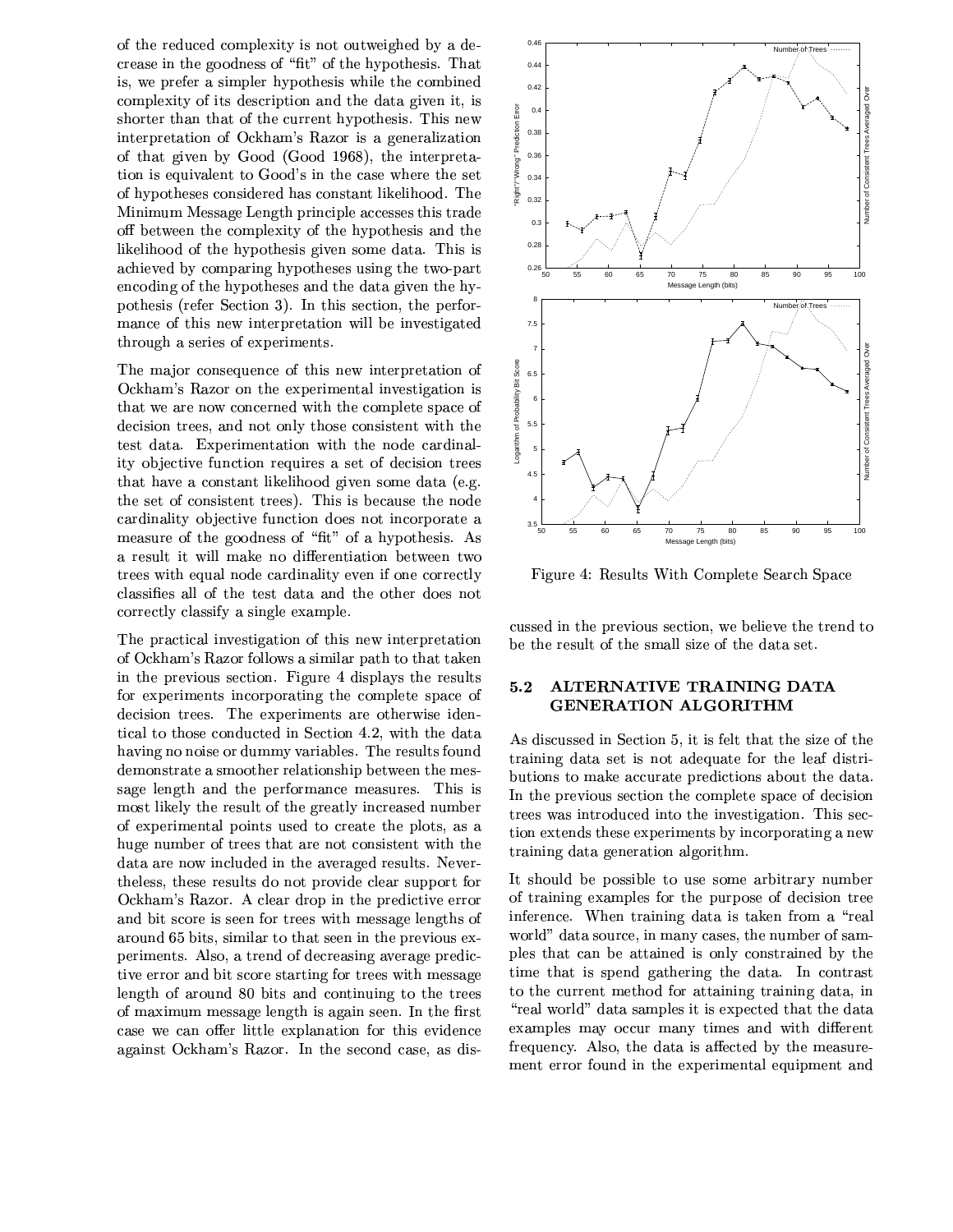of the reduced complexity is not outweighed by a decrease in the goodness of "fit" of the hypothesis. That is, we prefer a simpler hypothesis while the combined complexity of its description and the data given it, is shorter than that of the current hypothesis. This new interpretation of Ockham's Razor is a generalization of that given by Good (Good 1968), the interpretation is equivalent to Good's in the case where the set of hypotheses considered has constant likelihood. The Minimum Message Length principle accesses this trade off between the complexity of the hypothesis and the likelihood of the hypothesis given some data. This is achieved by comparing hypotheses using the two-part encoding of the hypotheses and the data given the hypothesis (refer Section 3). In this section, the performance of this new interpretation will be investigated through a series of experiments.

The major consequence of this new interpretation of Ockham's Razor on the experimental investigation is that we are now concerned with the complete space of decision trees, and not only those consistent with the test data. Experimentation with the node cardinality objective function requires a set of decision trees that have a constant likelihood given some data (e.g. the set of consistent trees). This is because the node cardinality objective function does not incorporate a measure of the goodness of "fit" of a hypothesis. As a result it will make no differentiation between two trees with equal node cardinality even if one correctly classifies all of the test data and the other does not correctly classify a single example.

The practical investigation of this new interpretation of Ockham's Razor follows a similar path to that taken in the previous section. Figure 4 displays the results for experiments incorporating the complete space of decision trees. The experiments are otherwise identical to those conducted in Section 4.2, with the data having no noise or dummy variables. The results found demonstrate a smoother relationship between the message length and the performance measures. This is most likely the result of the greatly increased number of experimental points used to create the plots, as a huge number of trees that are not consistent with the data are now included in the averaged results. Nevertheless, these results do not provide clear support for Ockham's Razor. A clear drop in the predictive error and bit score is seen for trees with message lengths of around 65 bits, similar to that seen in the previous experiments. Also, a trend of decreasing average predictive error and bit score starting for trees with message length of around 80 bits and continuing to the trees of maximum message length is again seen. In the first case we can offer little explanation for this evidence against Ockham's Razor. In the second case, as discussed in the previous section, we believe the trend to be the result of the small size of the data set.

"Right"/"Wrong" Prediction Error
Number of Trees
Number of Consistent Trees Averaged Over
Message Length (bits)
0.26 0.28 0.3 0.32 0.34 0.36 0.38 0.4 0.42 0.44 0.46
50 55 60 65 70 75 80 85 90 95 100

Logarithm of Probability Bit Score
Number of Trees
Number of Consistent Trees Averaged Over
Message Length (bits)
3.5 4 4.5 5 5.5 6 6.5 7 7.5 8
50 55 60 65 70 75 80 85 90 95 100

Figure 4: Results With Complete Search Space

## 5.2 ALTERNATIVE TRAINING DATA GENERATION ALGORITHM

As discussed in Section 5, it is felt that the size of the training data set is not adequate for the leaf distributions to make accurate predictions about the data. In the previous section the complete space of decision trees was introduced into the investigation. This section extends these experiments by incorporating a new training data generation algorithm.

It should be possible to use some arbitrary number of training examples for the purpose of decision tree inference. When training data is taken from a "real world" data source, in many cases, the number of samples that can be attained is only constrained by the time that is spend gathering the data. In contrast to the current method for attaining training data, in "real world" data samples it is expected that the data examples may occur many times and with different frequency. Also, the data is affected by the measurement error found in the experimental equipment and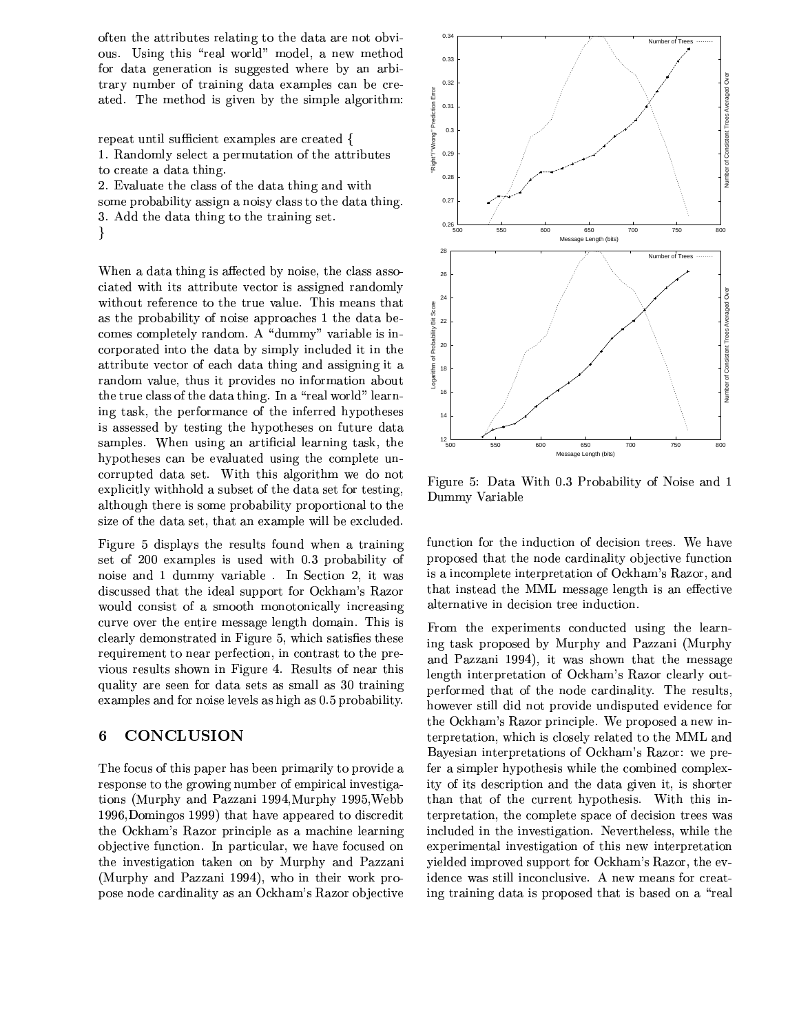often the attributes relating to the data are not obvious. Using this "real world" model, a new method for data generation is suggested where by an arbitrary number of training data examples can be created. The method is given by the simple algorithm:

repeat until sufficient examples are created {
1. Randomly select a permutation of the attributes to create a data thing.
2. Evaluate the class of the data thing and with some probability assign a noisy class to the data thing.
3. Add the data thing to the training set.
}

When a data thing is affected by noise, the class associated with its attribute vector is assigned randomly without reference to the true value. This means that as the probability of noise approaches 1 the data becomes completely random. A "dummy" variable is incorporated into the data by simply included it in the attribute vector of each data thing and assigning it a random value, thus it provides no information about the true class of the data thing. In a "real world" learning task, the performance of the inferred hypotheses is assessed by testing the hypotheses on future data samples. When using an artificial learning task, the hypotheses can be evaluated using the complete uncorrupted data set. With this algorithm we do not explicitly withhold a subset of the data set for testing, although there is some probability proportional to the size of the data set, that an example will be excluded.

Figure 5 displays the results found when a training set of 200 examples is used with 0.3 probability of noise and 1 dummy variable . In Section 2, it was discussed that the ideal support for Ockham's Razor would consist of a smooth monotonically increasing curve over the entire message length domain. This is clearly demonstrated in Figure 5, which satisfies these requirement to near perfection, in contrast to the previous results shown in Figure 4. Results of near this quality are seen for data sets as small as 30 training examples and for noise levels as high as 0.5 probability.

Number of Trees
"Right"/"Wrong" Prediction Error
Number of Consistent Trees Averaged Over
Message Length (bits)
0.26 0.27 0.28 0.29 0.3 0.31 0.32 0.33 0.34
500 550 600 650 700 750 800

Number of Trees
Logarithm of Probability Bit Score
Number of Consistent Trees Averaged Over
Message Length (bits)
12 14 16 18 20 22 24 26 28
500 550 600 650 700 750 800

Figure 5: Data With 0.3 Probability of Noise and 1 Dummy Variable

## 6 CONCLUSION

The focus of this paper has been primarily to provide a response to the growing number of empirical investigations (Murphy and Pazzani 1994,Murphy 1995,Webb 1996,Domingos 1999) that have appeared to discredit the Ockham's Razor principle as a machine learning objective function. In particular, we have focused on the investigation taken on by Murphy and Pazzani (Murphy and Pazzani 1994), who in their work propose node cardinality as an Ockham's Razor objective function for the induction of decision trees. We have proposed that the node cardinality objective function is a incomplete interpretation of Ockham's Razor, and that instead the MML message length is an effective alternative in decision tree induction.

From the experiments conducted using the learning task proposed by Murphy and Pazzani (Murphy and Pazzani 1994), it was shown that the message length interpretation of Ockham's Razor clearly outperformed that of the node cardinality. The results, however still did not provide undisputed evidence for the Ockham's Razor principle. We proposed a new interpretation, which is closely related to the MML and Bayesian interpretations of Ockham's Razor: we prefer a simpler hypothesis while the combined complexity of its description and the data given it, is shorter than that of the current hypothesis. With this interpretation, the complete space of decision trees was included in the investigation. Nevertheless, while the experimental investigation of this new interpretation yielded improved support for Ockham's Razor, the evidence was still inconclusive. A new means for creating training data is proposed that is based on a "real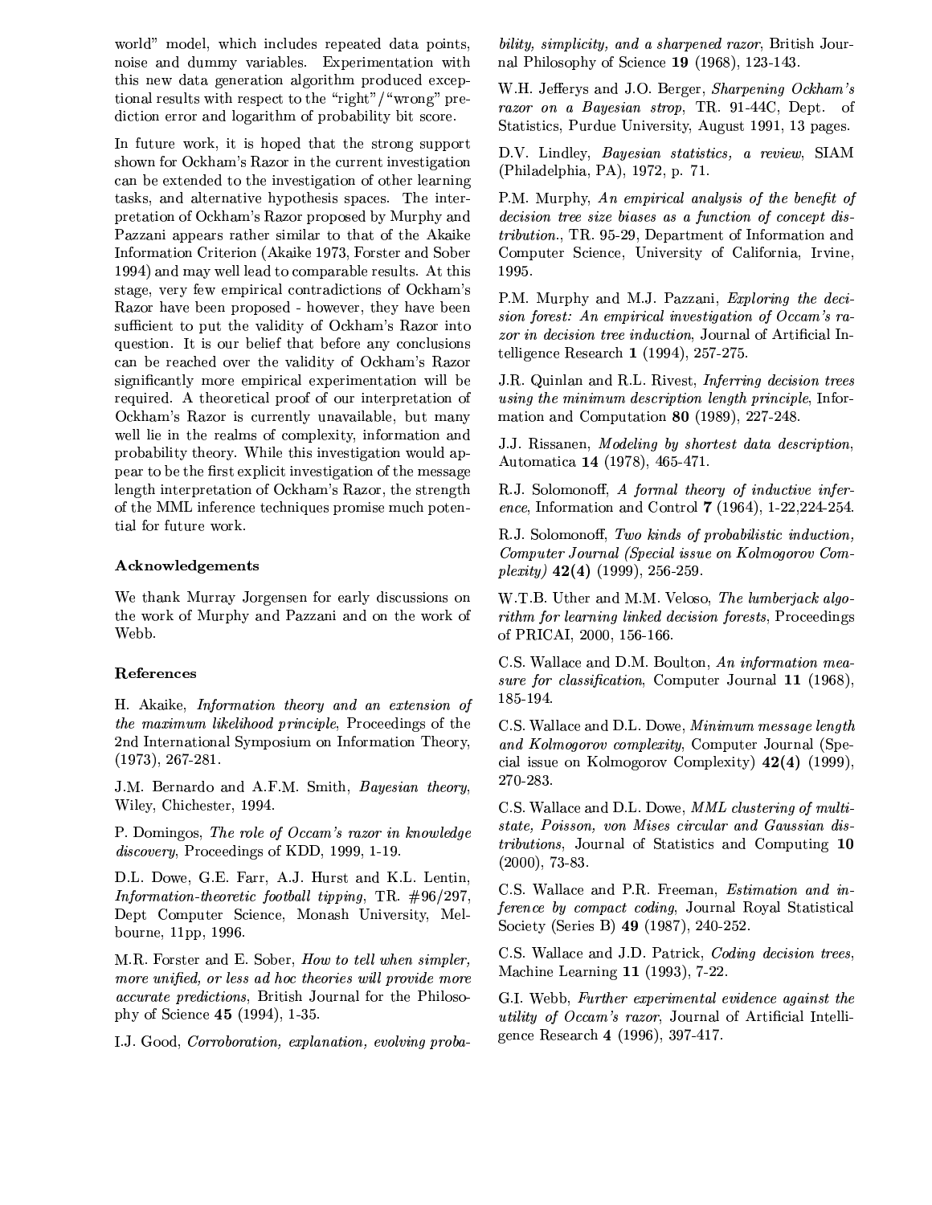world" model, which includes repeated data points, noise and dummy variables. Experimentation with this new data generation algorithm produced exceptional results with respect to the "right"/"wrong" prediction error and logarithm of probability bit score.

In future work, it is hoped that the strong support shown for Ockham's Razor in the current investigation can be extended to the investigation of other learning tasks, and alternative hypothesis spaces. The interpretation of Ockham's Razor proposed by Murphy and Pazzani appears rather similar to that of the Akaike Information Criterion (Akaike 1973, Forster and Sober 1994) and may well lead to comparable results. At this stage, very few empirical contradictions of Ockham's Razor have been proposed - however, they have been sufficient to put the validity of Ockham's Razor into question. It is our belief that before any conclusions can be reached over the validity of Ockham's Razor significantly more empirical experimentation will be required. A theoretical proof of our interpretation of Ockham's Razor is currently unavailable, but many well lie in the realms of complexity, information and probability theory. While this investigation would appear to be the first explicit investigation of the message length interpretation of Ockham's Razor, the strength of the MML inference techniques promise much potential for future work.

### Acknowledgements

We thank Murray Jorgensen for early discussions on the work of Murphy and Pazzani and on the work of Webb.

### References

H. Akaike, *Information theory and an extension of the maximum likelihood principle*, Proceedings of the 2nd International Symposium on Information Theory, (1973), 267-281.

J.M. Bernardo and A.F.M. Smith, *Bayesian theory*, Wiley, Chichester, 1994.

P. Domingos, *The role of Occam's razor in knowledge discovery*, Proceedings of KDD, 1999, 1-19.

D.L. Dowe, G.E. Farr, A.J. Hurst and K.L. Lentin, *Information-theoretic football tipping*, TR. #96/297, Dept Computer Science, Monash University, Melbourne, 11pp, 1996.

M.R. Forster and E. Sober, *How to tell when simpler, more unified, or less ad hoc theories will provide more accurate predictions*, British Journal for the Philosophy of Science **45** (1994), 1-35.

I.J. Good, *Corroboration, explanation, evolving probability, simplicity, and a sharpened razor*, British Journal Philosophy of Science **19** (1968), 123-143.

W.H. Jefferys and J.O. Berger, *Sharpening Ockham's razor on a Bayesian strop*, TR. 91-44C, Dept. of Statistics, Purdue University, August 1991, 13 pages.

D.V. Lindley, *Bayesian statistics, a review*, SIAM (Philadelphia, PA), 1972, p. 71.

P.M. Murphy, *An empirical analysis of the benefit of decision tree size biases as a function of concept distribution.*, TR. 95-29, Department of Information and Computer Science, University of California, Irvine, 1995.

P.M. Murphy and M.J. Pazzani, *Exploring the decision forest: An empirical investigation of Occam's razor in decision tree induction*, Journal of Artificial Intelligence Research **1** (1994), 257-275.

J.R. Quinlan and R.L. Rivest, *Inferring decision trees using the minimum description length principle*, Information and Computation **80** (1989), 227-248.

J.J. Rissanen, *Modeling by shortest data description*, Automatica **14** (1978), 465-471.

R.J. Solomonoff, *A formal theory of inductive inference*, Information and Control **7** (1964), 1-22,224-254.

R.J. Solomonoff, *Two kinds of probabilistic induction, Computer Journal (Special issue on Kolmogorov Complexity)* **42(4)** (1999), 256-259.

W.T.B. Uther and M.M. Veloso, *The lumberjack algorithm for learning linked decision forests*, Proceedings of PRICAI, 2000, 156-166.

C.S. Wallace and D.M. Boulton, *An information measure for classification*, Computer Journal **11** (1968), 185-194.

C.S. Wallace and D.L. Dowe, *Minimum message length and Kolmogorov complexity*, Computer Journal (Special issue on Kolmogorov Complexity) **42(4)** (1999), 270-283.

C.S. Wallace and D.L. Dowe, *MML clustering of multi-state, Poisson, von Mises circular and Gaussian distributions*, Journal of Statistics and Computing **10** (2000), 73-83.

C.S. Wallace and P.R. Freeman, *Estimation and inference by compact coding*, Journal Royal Statistical Society (Series B) **49** (1987), 240-252.

C.S. Wallace and J.D. Patrick, *Coding decision trees*, Machine Learning **11** (1993), 7-22.

G.I. Webb, *Further experimental evidence against the utility of Occam's razor*, Journal of Artificial Intelligence Research **4** (1996), 397-417.